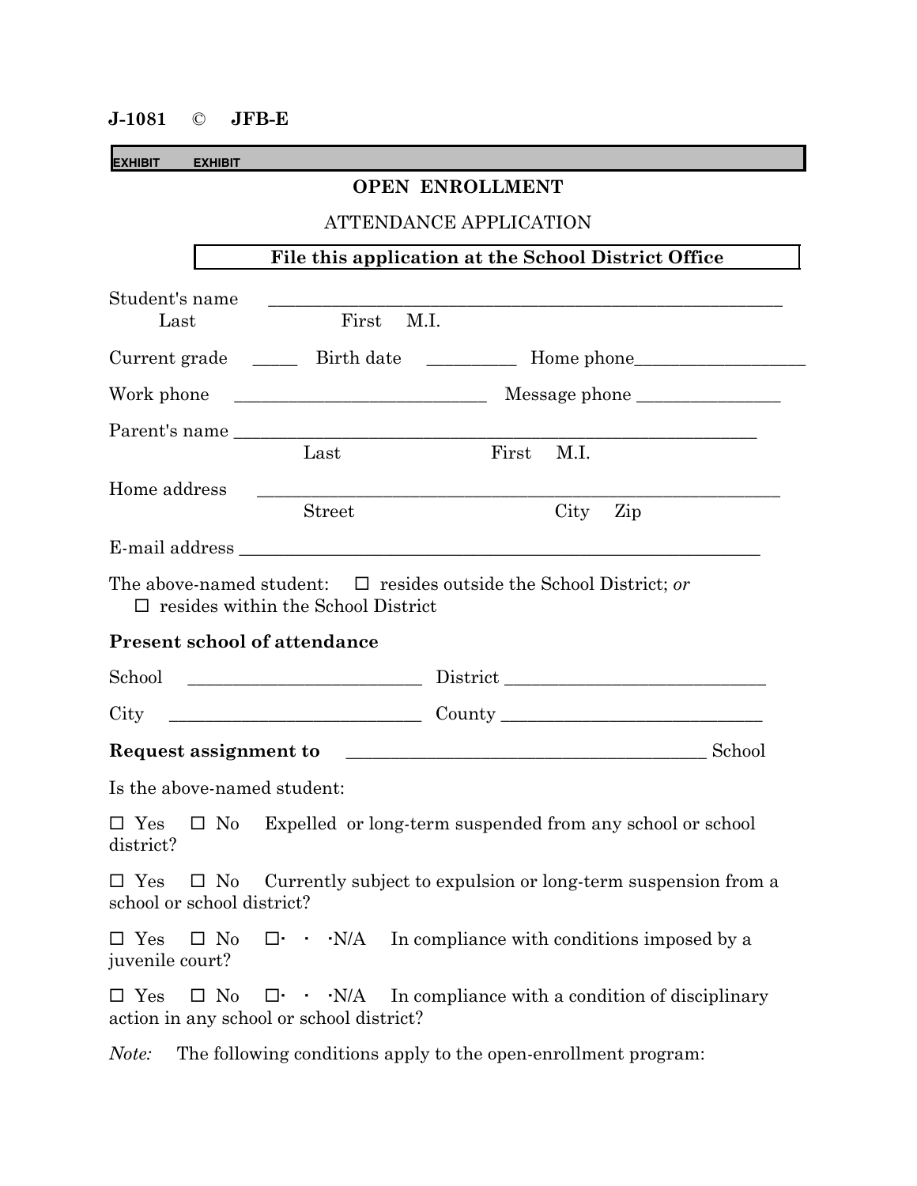J-1081 © **JFB-E**

EXHIBIT EXHIBIT

## OPEN ENROLLMENT

ATTENDANCE APPLICATION

**File this application at the School District Office**

Student's name ____________________________________________________________
Last First M.I.

Current grade _____ Birth date __________ Home phone___________________

Work phone ___________________________ Message phone _______________

Parent's name ____________________________________________________________
Last First M.I.

Home address ____________________________________________________________
Street City Zip

E-mail address ____________________________________________________________

The above-named student: ☐ resides outside the School District; *or*
☐ resides within the School District

**Present school of attendance**

School _________________________ District ____________________________

City ___________________________ County ____________________________

**Request assignment to** _______________________________________ School

Is the above-named student:

☐ Yes ☐ No Expelled or long-term suspended from any school or school district?

☐ Yes ☐ No Currently subject to expulsion or long-term suspension from a school or school district?

☐ Yes ☐ No ☐ N/A In compliance with conditions imposed by a juvenile court?

☐ Yes ☐ No ☐ N/A In compliance with a condition of disciplinary action in any school or school district?

*Note:* The following conditions apply to the open-enrollment program: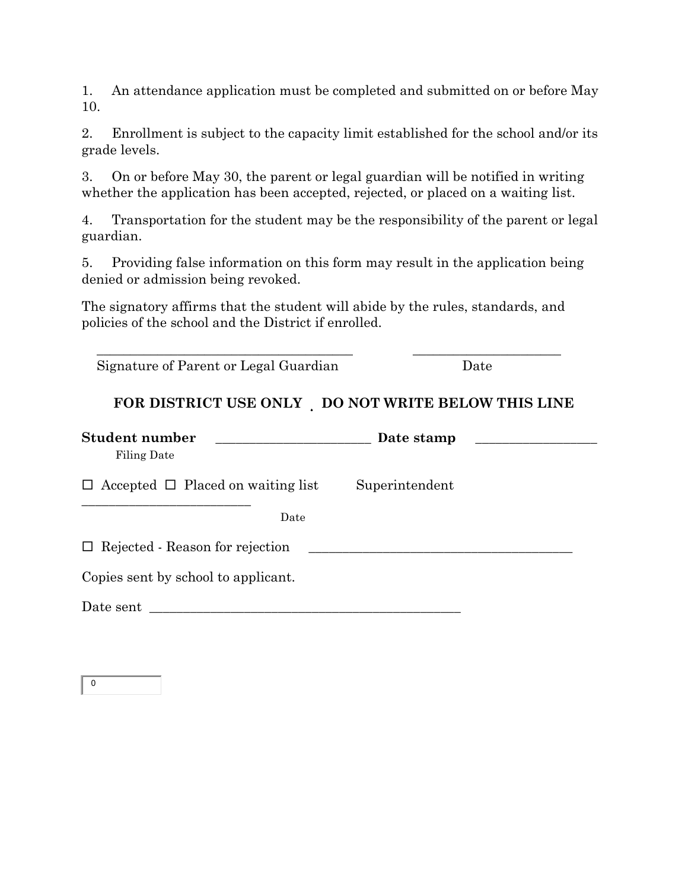1. An attendance application must be completed and submitted on or before May 10.

2. Enrollment is subject to the capacity limit established for the school and/or its grade levels.

3. On or before May 30, the parent or legal guardian will be notified in writing whether the application has been accepted, rejected, or placed on a waiting list.

4. Transportation for the student may be the responsibility of the parent or legal guardian.

5. Providing false information on this form may result in the application being denied or admission being revoked.

The signatory affirms that the student will abide by the rules, standards, and policies of the school and the District if enrolled.

_________________________________________ _______________________
Signature of Parent or Legal Guardian Date

**FOR DISTRICT USE ONLY . DO NOT WRITE BELOW THIS LINE**

**Student number** _______________________ **Date stamp** _________________
Filing Date

☐ Accepted ☐ Placed on waiting list Superintendent
_________________________
Date

☐ Rejected - Reason for rejection _______________________________________

Copies sent by school to applicant.

Date sent ______________________________________________

0